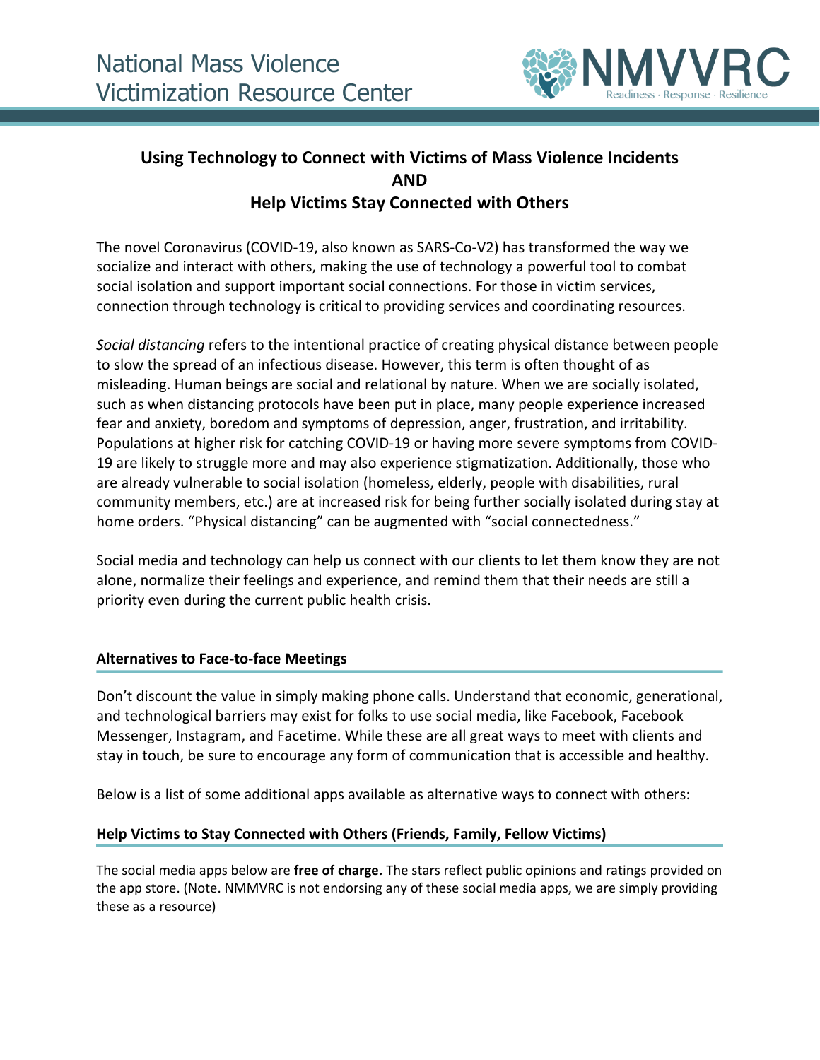National Mass Violence Victimization Resource Center

NMVVRC Readiness · Response · Resilience

# Using Technology to Connect with Victims of Mass Violence Incidents AND Help Victims Stay Connected with Others

The novel Coronavirus (COVID-19, also known as SARS-Co-V2) has transformed the way we socialize and interact with others, making the use of technology a powerful tool to combat social isolation and support important social connections. For those in victim services, connection through technology is critical to providing services and coordinating resources.

*Social distancing* refers to the intentional practice of creating physical distance between people to slow the spread of an infectious disease. However, this term is often thought of as misleading. Human beings are social and relational by nature. When we are socially isolated, such as when distancing protocols have been put in place, many people experience increased fear and anxiety, boredom and symptoms of depression, anger, frustration, and irritability. Populations at higher risk for catching COVID-19 or having more severe symptoms from COVID-19 are likely to struggle more and may also experience stigmatization. Additionally, those who are already vulnerable to social isolation (homeless, elderly, people with disabilities, rural community members, etc.) are at increased risk for being further socially isolated during stay at home orders. "Physical distancing" can be augmented with "social connectedness."

Social media and technology can help us connect with our clients to let them know they are not alone, normalize their feelings and experience, and remind them that their needs are still a priority even during the current public health crisis.

## Alternatives to Face-to-face Meetings

Don't discount the value in simply making phone calls. Understand that economic, generational, and technological barriers may exist for folks to use social media, like Facebook, Facebook Messenger, Instagram, and Facetime. While these are all great ways to meet with clients and stay in touch, be sure to encourage any form of communication that is accessible and healthy.

Below is a list of some additional apps available as alternative ways to connect with others:

## Help Victims to Stay Connected with Others (Friends, Family, Fellow Victims)

The social media apps below are **free of charge.** The stars reflect public opinions and ratings provided on the app store. (Note. NMMVRC is not endorsing any of these social media apps, we are simply providing these as a resource)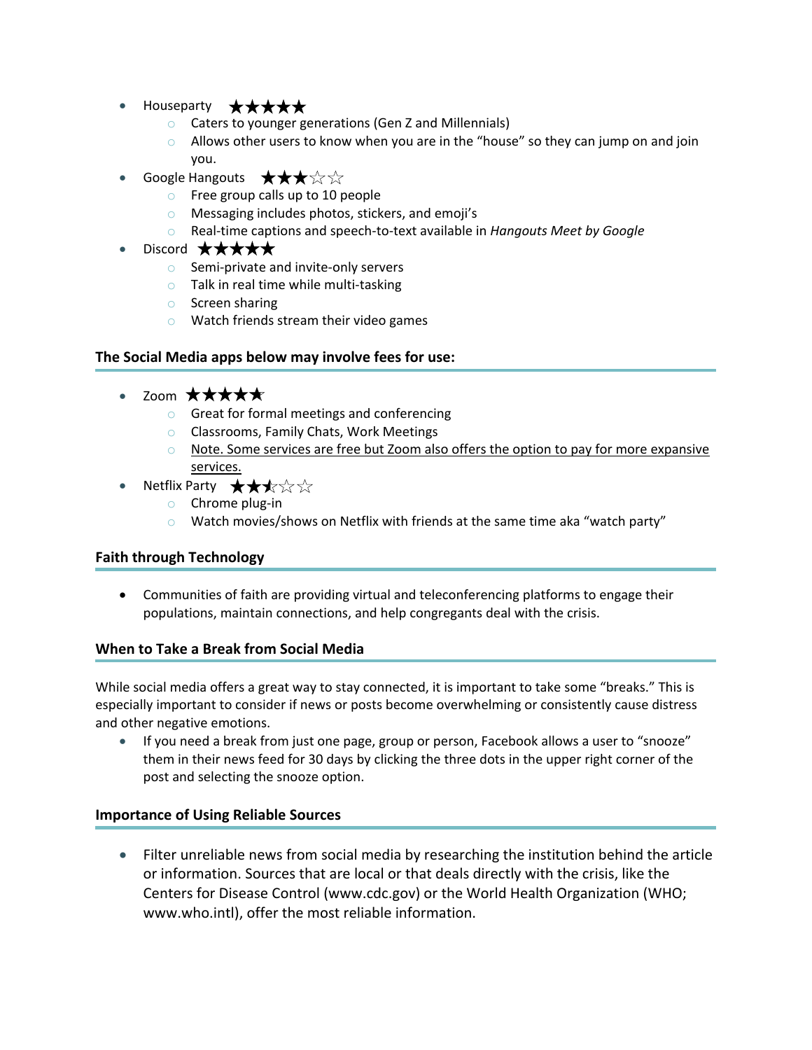- Houseparty ★★★★★
  - Caters to younger generations (Gen Z and Millennials)
  - Allows other users to know when you are in the "house" so they can jump on and join you.
- Google Hangouts ★★★☆☆
  - Free group calls up to 10 people
  - Messaging includes photos, stickers, and emoji's
  - Real-time captions and speech-to-text available in *Hangouts Meet by Google*
- Discord ★★★★★
  - Semi-private and invite-only servers
  - Talk in real time while multi-tasking
  - Screen sharing
  - Watch friends stream their video games

### The Social Media apps below may involve fees for use:

- Zoom ★★★★★
  - Great for formal meetings and conferencing
  - Classrooms, Family Chats, Work Meetings
  - <u>Note. Some services are free but Zoom also offers the option to pay for more expansive services.</u>
- Netflix Party ★★½☆☆
  - Chrome plug-in
  - Watch movies/shows on Netflix with friends at the same time aka "watch party"

### Faith through Technology

- Communities of faith are providing virtual and teleconferencing platforms to engage their populations, maintain connections, and help congregants deal with the crisis.

### When to Take a Break from Social Media

While social media offers a great way to stay connected, it is important to take some "breaks." This is especially important to consider if news or posts become overwhelming or consistently cause distress and other negative emotions.

- If you need a break from just one page, group or person, Facebook allows a user to "snooze" them in their news feed for 30 days by clicking the three dots in the upper right corner of the post and selecting the snooze option.

### Importance of Using Reliable Sources

- Filter unreliable news from social media by researching the institution behind the article or information. Sources that are local or that deals directly with the crisis, like the Centers for Disease Control (www.cdc.gov) or the World Health Organization (WHO; www.who.intl), offer the most reliable information.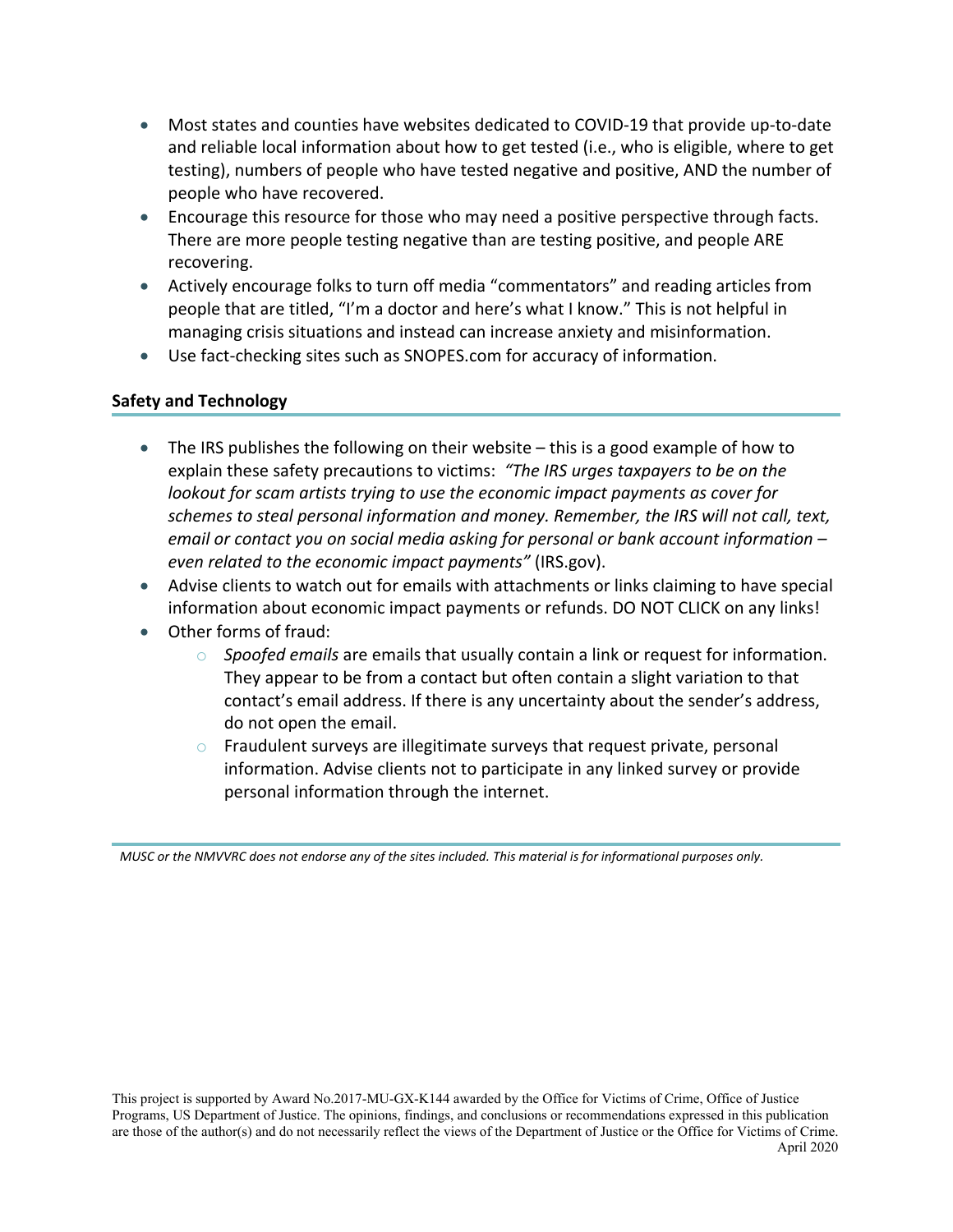- Most states and counties have websites dedicated to COVID-19 that provide up-to-date and reliable local information about how to get tested (i.e., who is eligible, where to get testing), numbers of people who have tested negative and positive, AND the number of people who have recovered.
- Encourage this resource for those who may need a positive perspective through facts. There are more people testing negative than are testing positive, and people ARE recovering.
- Actively encourage folks to turn off media "commentators" and reading articles from people that are titled, "I'm a doctor and here's what I know." This is not helpful in managing crisis situations and instead can increase anxiety and misinformation.
- Use fact-checking sites such as SNOPES.com for accuracy of information.

**Safety and Technology**

- The IRS publishes the following on their website – this is a good example of how to explain these safety precautions to victims: *"The IRS urges taxpayers to be on the lookout for scam artists trying to use the economic impact payments as cover for schemes to steal personal information and money. Remember, the IRS will not call, text, email or contact you on social media asking for personal or bank account information – even related to the economic impact payments"* (IRS.gov).
- Advise clients to watch out for emails with attachments or links claiming to have special information about economic impact payments or refunds. DO NOT CLICK on any links!
- Other forms of fraud:
  - *Spoofed emails* are emails that usually contain a link or request for information. They appear to be from a contact but often contain a slight variation to that contact's email address. If there is any uncertainty about the sender's address, do not open the email.
  - Fraudulent surveys are illegitimate surveys that request private, personal information. Advise clients not to participate in any linked survey or provide personal information through the internet.

*MUSC or the NMVVRC does not endorse any of the sites included. This material is for informational purposes only.*

This project is supported by Award No.2017-MU-GX-K144 awarded by the Office for Victims of Crime, Office of Justice Programs, US Department of Justice. The opinions, findings, and conclusions or recommendations expressed in this publication are those of the author(s) and do not necessarily reflect the views of the Department of Justice or the Office for Victims of Crime.

April 2020